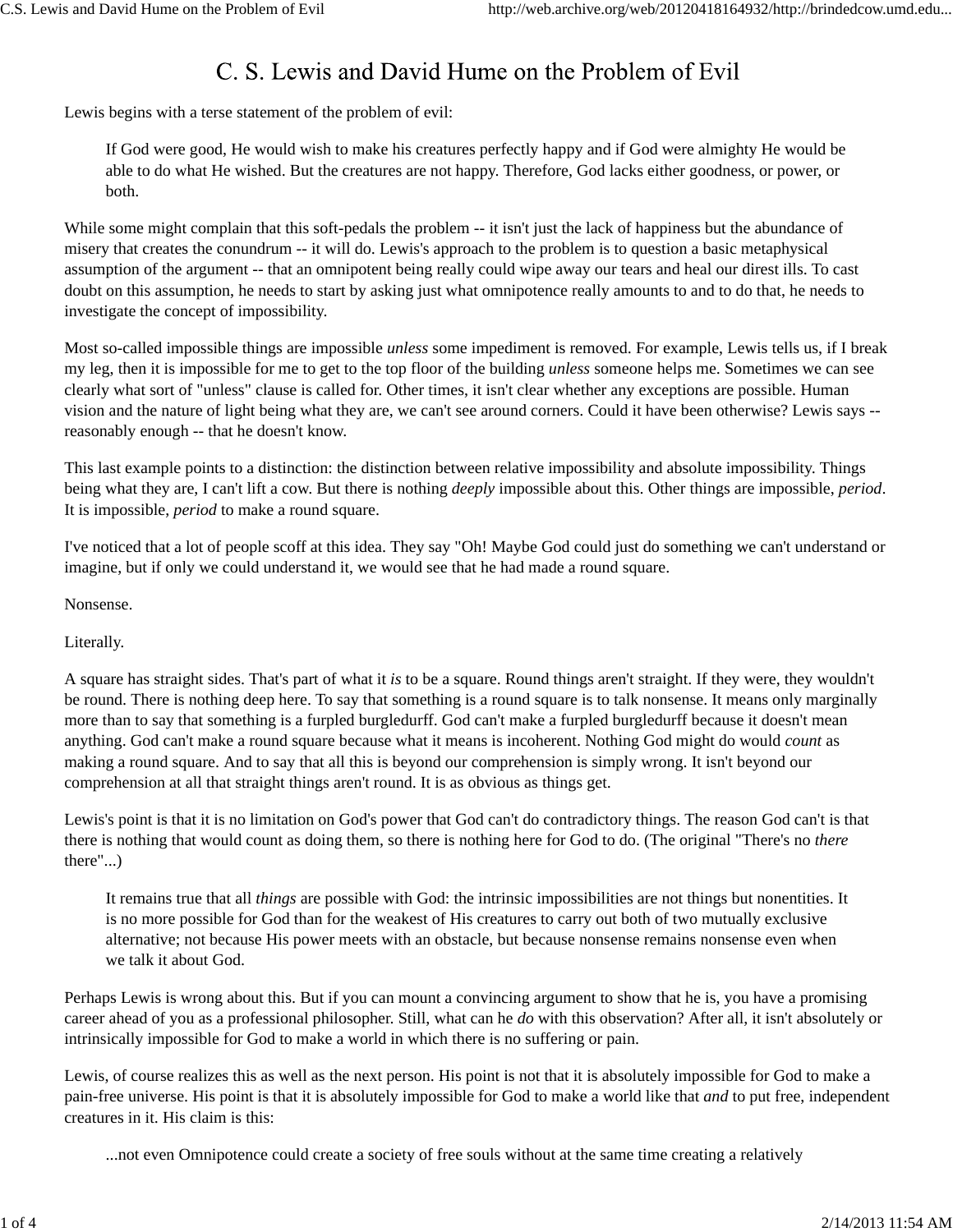# C. S. Lewis and David Hume on the Problem of Evil

Lewis begins with a terse statement of the problem of evil:

> If God were good, He would wish to make his creatures perfectly happy and if God were almighty He would be able to do what He wished. But the creatures are not happy. Therefore, God lacks either goodness, or power, or both.

While some might complain that this soft-pedals the problem -- it isn't just the lack of happiness but the abundance of misery that creates the conundrum -- it will do. Lewis's approach to the problem is to question a basic metaphysical assumption of the argument -- that an omnipotent being really could wipe away our tears and heal our direst ills. To cast doubt on this assumption, he needs to start by asking just what omnipotence really amounts to and to do that, he needs to investigate the concept of impossibility.

Most so-called impossible things are impossible *unless* some impediment is removed. For example, Lewis tells us, if I break my leg, then it is impossible for me to get to the top floor of the building *unless* someone helps me. Sometimes we can see clearly what sort of "unless" clause is called for. Other times, it isn't clear whether any exceptions are possible. Human vision and the nature of light being what they are, we can't see around corners. Could it have been otherwise? Lewis says -- reasonably enough -- that he doesn't know.

This last example points to a distinction: the distinction between relative impossibility and absolute impossibility. Things being what they are, I can't lift a cow. But there is nothing *deeply* impossible about this. Other things are impossible, *period*. It is impossible, *period* to make a round square.

I've noticed that a lot of people scoff at this idea. They say "Oh! Maybe God could just do something we can't understand or imagine, but if only we could understand it, we would see that he had made a round square.

Nonsense.

Literally.

A square has straight sides. That's part of what it *is* to be a square. Round things aren't straight. If they were, they wouldn't be round. There is nothing deep here. To say that something is a round square is to talk nonsense. It means only marginally more than to say that something is a furpled burgledurff. God can't make a furpled burgledurff because it doesn't mean anything. God can't make a round square because what it means is incoherent. Nothing God might do would *count* as making a round square. And to say that all this is beyond our comprehension is simply wrong. It isn't beyond our comprehension at all that straight things aren't round. It is as obvious as things get.

Lewis's point is that it is no limitation on God's power that God can't do contradictory things. The reason God can't is that there is nothing that would count as doing them, so there is nothing here for God to do. (The original "There's no *there* there"...)

> It remains true that all *things* are possible with God: the intrinsic impossibilities are not things but nonentities. It is no more possible for God than for the weakest of His creatures to carry out both of two mutually exclusive alternative; not because His power meets with an obstacle, but because nonsense remains nonsense even when we talk it about God.

Perhaps Lewis is wrong about this. But if you can mount a convincing argument to show that he is, you have a promising career ahead of you as a professional philosopher. Still, what can he *do* with this observation? After all, it isn't absolutely or intrinsically impossible for God to make a world in which there is no suffering or pain.

Lewis, of course realizes this as well as the next person. His point is not that it is absolutely impossible for God to make a pain-free universe. His point is that it is absolutely impossible for God to make a world like that *and* to put free, independent creatures in it. His claim is this:

> ...not even Omnipotence could create a society of free souls without at the same time creating a relatively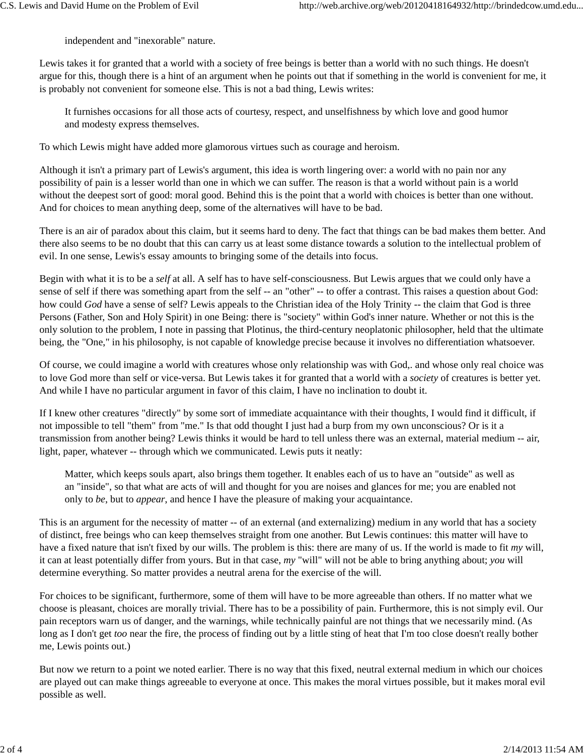independent and "inexorable" nature.

Lewis takes it for granted that a world with a society of free beings is better than a world with no such things. He doesn't argue for this, though there is a hint of an argument when he points out that if something in the world is convenient for me, it is probably not convenient for someone else. This is not a bad thing, Lewis writes:

> It furnishes occasions for all those acts of courtesy, respect, and unselfishness by which love and good humor and modesty express themselves.

To which Lewis might have added more glamorous virtues such as courage and heroism.

Although it isn't a primary part of Lewis's argument, this idea is worth lingering over: a world with no pain nor any possibility of pain is a lesser world than one in which we can suffer. The reason is that a world without pain is a world without the deepest sort of good: moral good. Behind this is the point that a world with choices is better than one without. And for choices to mean anything deep, some of the alternatives will have to be bad.

There is an air of paradox about this claim, but it seems hard to deny. The fact that things can be bad makes them better. And there also seems to be no doubt that this can carry us at least some distance towards a solution to the intellectual problem of evil. In one sense, Lewis's essay amounts to bringing some of the details into focus.

Begin with what it is to be a *self* at all. A self has to have self-consciousness. But Lewis argues that we could only have a sense of self if there was something apart from the self -- an "other" -- to offer a contrast. This raises a question about God: how could *God* have a sense of self? Lewis appeals to the Christian idea of the Holy Trinity -- the claim that God is three Persons (Father, Son and Holy Spirit) in one Being: there is "society" within God's inner nature. Whether or not this is the only solution to the problem, I note in passing that Plotinus, the third-century neoplatonic philosopher, held that the ultimate being, the "One," in his philosophy, is not capable of knowledge precise because it involves no differentiation whatsoever.

Of course, we could imagine a world with creatures whose only relationship was with God,. and whose only real choice was to love God more than self or vice-versa. But Lewis takes it for granted that a world with a *society* of creatures is better yet. And while I have no particular argument in favor of this claim, I have no inclination to doubt it.

If I knew other creatures "directly" by some sort of immediate acquaintance with their thoughts, I would find it difficult, if not impossible to tell "them" from "me." Is that odd thought I just had a burp from my own unconscious? Or is it a transmission from another being? Lewis thinks it would be hard to tell unless there was an external, material medium -- air, light, paper, whatever -- through which we communicated. Lewis puts it neatly:

> Matter, which keeps souls apart, also brings them together. It enables each of us to have an "outside" as well as an "inside", so that what are acts of will and thought for you are noises and glances for me; you are enabled not only to *be*, but to *appear*, and hence I have the pleasure of making your acquaintance.

This is an argument for the necessity of matter -- of an external (and externalizing) medium in any world that has a society of distinct, free beings who can keep themselves straight from one another. But Lewis continues: this matter will have to have a fixed nature that isn't fixed by our wills. The problem is this: there are many of us. If the world is made to fit *my* will, it can at least potentially differ from yours. But in that case, *my* "will" will not be able to bring anything about; *you* will determine everything. So matter provides a neutral arena for the exercise of the will.

For choices to be significant, furthermore, some of them will have to be more agreeable than others. If no matter what we choose is pleasant, choices are morally trivial. There has to be a possibility of pain. Furthermore, this is not simply evil. Our pain receptors warn us of danger, and the warnings, while technically painful are not things that we necessarily mind. (As long as I don't get *too* near the fire, the process of finding out by a little sting of heat that I'm too close doesn't really bother me, Lewis points out.)

But now we return to a point we noted earlier. There is no way that this fixed, neutral external medium in which our choices are played out can make things agreeable to everyone at once. This makes the moral virtues possible, but it makes moral evil possible as well.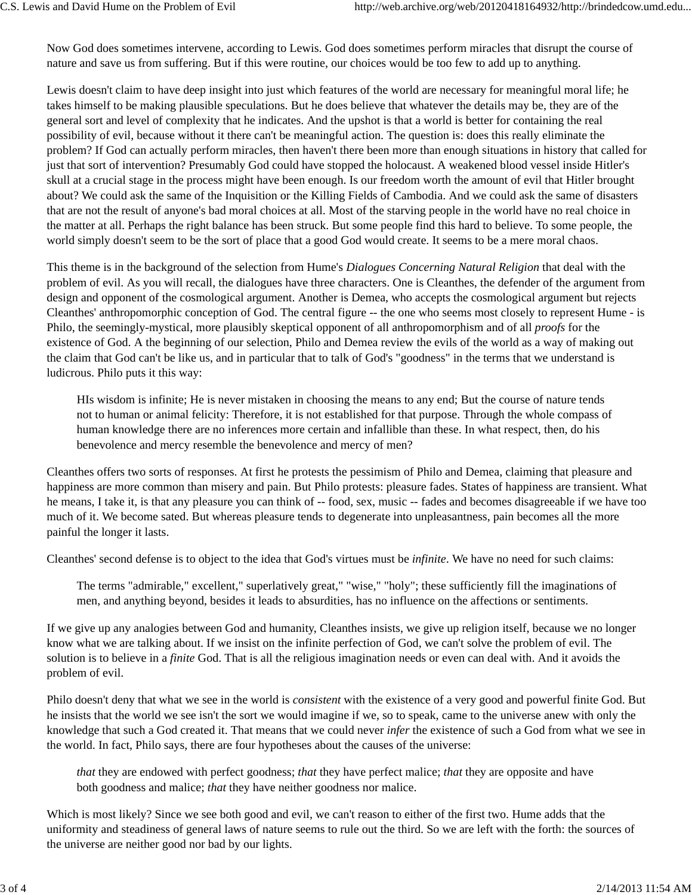Now God does sometimes intervene, according to Lewis. God does sometimes perform miracles that disrupt the course of nature and save us from suffering. But if this were routine, our choices would be too few to add up to anything.

Lewis doesn't claim to have deep insight into just which features of the world are necessary for meaningful moral life; he takes himself to be making plausible speculations. But he does believe that whatever the details may be, they are of the general sort and level of complexity that he indicates. And the upshot is that a world is better for containing the real possibility of evil, because without it there can't be meaningful action. The question is: does this really eliminate the problem? If God can actually perform miracles, then haven't there been more than enough situations in history that called for just that sort of intervention? Presumably God could have stopped the holocaust. A weakened blood vessel inside Hitler's skull at a crucial stage in the process might have been enough. Is our freedom worth the amount of evil that Hitler brought about? We could ask the same of the Inquisition or the Killing Fields of Cambodia. And we could ask the same of disasters that are not the result of anyone's bad moral choices at all. Most of the starving people in the world have no real choice in the matter at all. Perhaps the right balance has been struck. But some people find this hard to believe. To some people, the world simply doesn't seem to be the sort of place that a good God would create. It seems to be a mere moral chaos.

This theme is in the background of the selection from Hume's *Dialogues Concerning Natural Religion* that deal with the problem of evil. As you will recall, the dialogues have three characters. One is Cleanthes, the defender of the argument from design and opponent of the cosmological argument. Another is Demea, who accepts the cosmological argument but rejects Cleanthes' anthropomorphic conception of God. The central figure -- the one who seems most closely to represent Hume - is Philo, the seemingly-mystical, more plausibly skeptical opponent of all anthropomorphism and of all *proofs* for the existence of God. A the beginning of our selection, Philo and Demea review the evils of the world as a way of making out the claim that God can't be like us, and in particular that to talk of God's "goodness" in the terms that we understand is ludicrous. Philo puts it this way:

> HIs wisdom is infinite; He is never mistaken in choosing the means to any end; But the course of nature tends not to human or animal felicity: Therefore, it is not established for that purpose. Through the whole compass of human knowledge there are no inferences more certain and infallible than these. In what respect, then, do his benevolence and mercy resemble the benevolence and mercy of men?

Cleanthes offers two sorts of responses. At first he protests the pessimism of Philo and Demea, claiming that pleasure and happiness are more common than misery and pain. But Philo protests: pleasure fades. States of happiness are transient. What he means, I take it, is that any pleasure you can think of -- food, sex, music -- fades and becomes disagreeable if we have too much of it. We become sated. But whereas pleasure tends to degenerate into unpleasantness, pain becomes all the more painful the longer it lasts.

Cleanthes' second defense is to object to the idea that God's virtues must be *infinite*. We have no need for such claims:

> The terms "admirable," excellent," superlatively great," "wise," "holy"; these sufficiently fill the imaginations of men, and anything beyond, besides it leads to absurdities, has no influence on the affections or sentiments.

If we give up any analogies between God and humanity, Cleanthes insists, we give up religion itself, because we no longer know what we are talking about. If we insist on the infinite perfection of God, we can't solve the problem of evil. The solution is to believe in a *finite* God. That is all the religious imagination needs or even can deal with. And it avoids the problem of evil.

Philo doesn't deny that what we see in the world is *consistent* with the existence of a very good and powerful finite God. But he insists that the world we see isn't the sort we would imagine if we, so to speak, came to the universe anew with only the knowledge that such a God created it. That means that we could never *infer* the existence of such a God from what we see in the world. In fact, Philo says, there are four hypotheses about the causes of the universe:

> *that* they are endowed with perfect goodness; *that* they have perfect malice; *that* they are opposite and have both goodness and malice; *that* they have neither goodness nor malice.

Which is most likely? Since we see both good and evil, we can't reason to either of the first two. Hume adds that the uniformity and steadiness of general laws of nature seems to rule out the third. So we are left with the forth: the sources of the universe are neither good nor bad by our lights.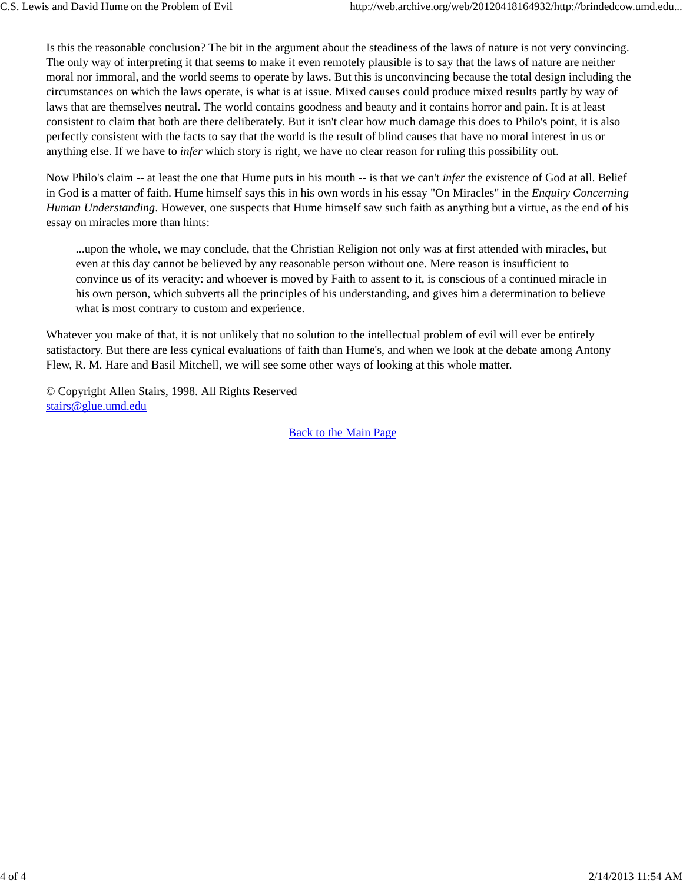Is this the reasonable conclusion? The bit in the argument about the steadiness of the laws of nature is not very convincing. The only way of interpreting it that seems to make it even remotely plausible is to say that the laws of nature are neither moral nor immoral, and the world seems to operate by laws. But this is unconvincing because the total design including the circumstances on which the laws operate, is what is at issue. Mixed causes could produce mixed results partly by way of laws that are themselves neutral. The world contains goodness and beauty and it contains horror and pain. It is at least consistent to claim that both are there deliberately. But it isn't clear how much damage this does to Philo's point, it is also perfectly consistent with the facts to say that the world is the result of blind causes that have no moral interest in us or anything else. If we have to *infer* which story is right, we have no clear reason for ruling this possibility out.

Now Philo's claim -- at least the one that Hume puts in his mouth -- is that we can't *infer* the existence of God at all. Belief in God is a matter of faith. Hume himself says this in his own words in his essay "On Miracles" in the *Enquiry Concerning Human Understanding*. However, one suspects that Hume himself saw such faith as anything but a virtue, as the end of his essay on miracles more than hints:

> ...upon the whole, we may conclude, that the Christian Religion not only was at first attended with miracles, but even at this day cannot be believed by any reasonable person without one. Mere reason is insufficient to convince us of its veracity: and whoever is moved by Faith to assent to it, is conscious of a continued miracle in his own person, which subverts all the principles of his understanding, and gives him a determination to believe what is most contrary to custom and experience.

Whatever you make of that, it is not unlikely that no solution to the intellectual problem of evil will ever be entirely satisfactory. But there are less cynical evaluations of faith than Hume's, and when we look at the debate among Antony Flew, R. M. Hare and Basil Mitchell, we will see some other ways of looking at this whole matter.

© Copyright Allen Stairs, 1998. All Rights Reserved
stairs@glue.umd.edu

Back to the Main Page